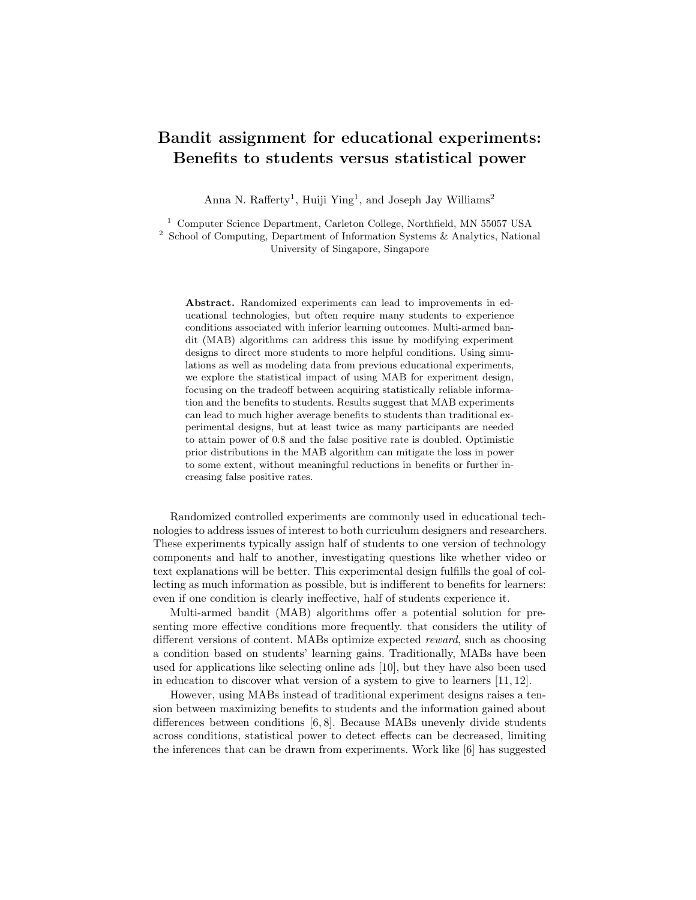# Bandit assignment for educational experiments: Benefits to students versus statistical power

Anna N. Rafferty[1], Huiji Ying[1], and Joseph Jay Williams[2]

[1] Computer Science Department, Carleton College, Northfield, MN 55057 USA
[2] School of Computing, Department of Information Systems & Analytics, National University of Singapore, Singapore

**Abstract.** Randomized experiments can lead to improvements in educational technologies, but often require many students to experience conditions associated with inferior learning outcomes. Multi-armed bandit (MAB) algorithms can address this issue by modifying experiment designs to direct more students to more helpful conditions. Using simulations as well as modeling data from previous educational experiments, we explore the statistical impact of using MAB for experiment design, focusing on the tradeoff between acquiring statistically reliable information and the benefits to students. Results suggest that MAB experiments can lead to much higher average benefits to students than traditional experimental designs, but at least twice as many participants are needed to attain power of 0.8 and the false positive rate is doubled. Optimistic prior distributions in the MAB algorithm can mitigate the loss in power to some extent, without meaningful reductions in benefits or further increasing false positive rates.

Randomized controlled experiments are commonly used in educational technologies to address issues of interest to both curriculum designers and researchers. These experiments typically assign half of students to one version of technology components and half to another, investigating questions like whether video or text explanations will be better. This experimental design fulfills the goal of collecting as much information as possible, but is indifferent to benefits for learners: even if one condition is clearly ineffective, half of students experience it.

Multi-armed bandit (MAB) algorithms offer a potential solution for presenting more effective conditions more frequently. that considers the utility of different versions of content. MABs optimize expected *reward*, such as choosing a condition based on students' learning gains. Traditionally, MABs have been used for applications like selecting online ads [10], but they have also been used in education to discover what version of a system to give to learners [11, 12].

However, using MABs instead of traditional experiment designs raises a tension between maximizing benefits to students and the information gained about differences between conditions [6, 8]. Because MABs unevenly divide students across conditions, statistical power to detect effects can be decreased, limiting the inferences that can be drawn from experiments. Work like [6] has suggested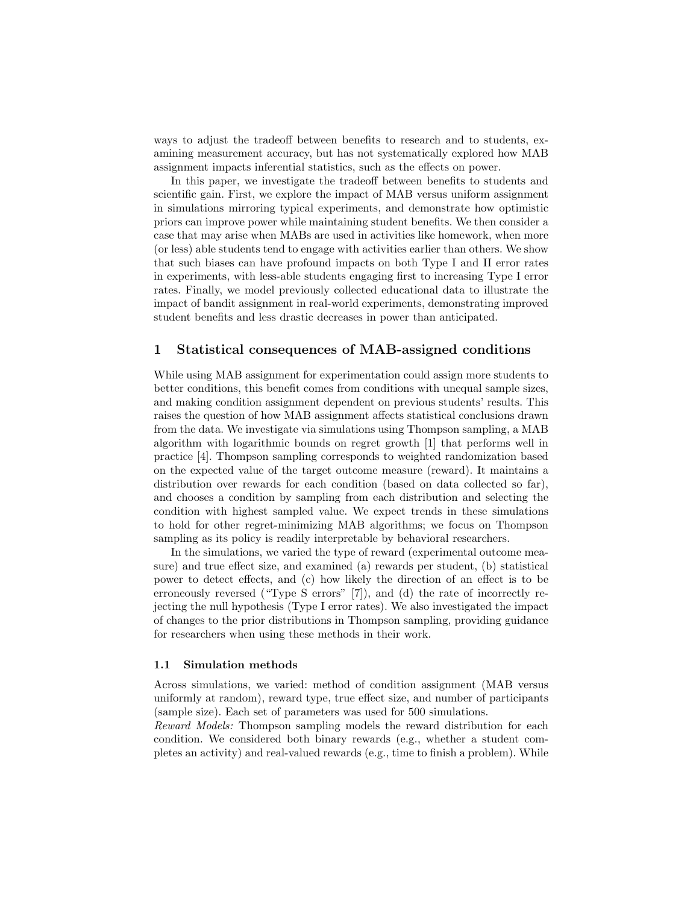ways to adjust the tradeoff between benefits to research and to students, examining measurement accuracy, but has not systematically explored how MAB assignment impacts inferential statistics, such as the effects on power.

In this paper, we investigate the tradeoff between benefits to students and scientific gain. First, we explore the impact of MAB versus uniform assignment in simulations mirroring typical experiments, and demonstrate how optimistic priors can improve power while maintaining student benefits. We then consider a case that may arise when MABs are used in activities like homework, when more (or less) able students tend to engage with activities earlier than others. We show that such biases can have profound impacts on both Type I and II error rates in experiments, with less-able students engaging first to increasing Type I error rates. Finally, we model previously collected educational data to illustrate the impact of bandit assignment in real-world experiments, demonstrating improved student benefits and less drastic decreases in power than anticipated.

## 1 Statistical consequences of MAB-assigned conditions

While using MAB assignment for experimentation could assign more students to better conditions, this benefit comes from conditions with unequal sample sizes, and making condition assignment dependent on previous students' results. This raises the question of how MAB assignment affects statistical conclusions drawn from the data. We investigate via simulations using Thompson sampling, a MAB algorithm with logarithmic bounds on regret growth [1] that performs well in practice [4]. Thompson sampling corresponds to weighted randomization based on the expected value of the target outcome measure (reward). It maintains a distribution over rewards for each condition (based on data collected so far), and chooses a condition by sampling from each distribution and selecting the condition with highest sampled value. We expect trends in these simulations to hold for other regret-minimizing MAB algorithms; we focus on Thompson sampling as its policy is readily interpretable by behavioral researchers.

In the simulations, we varied the type of reward (experimental outcome measure) and true effect size, and examined (a) rewards per student, (b) statistical power to detect effects, and (c) how likely the direction of an effect is to be erroneously reversed ("Type S errors" [7]), and (d) the rate of incorrectly rejecting the null hypothesis (Type I error rates). We also investigated the impact of changes to the prior distributions in Thompson sampling, providing guidance for researchers when using these methods in their work.

### 1.1 Simulation methods

Across simulations, we varied: method of condition assignment (MAB versus uniformly at random), reward type, true effect size, and number of participants (sample size). Each set of parameters was used for 500 simulations.

*Reward Models:* Thompson sampling models the reward distribution for each condition. We considered both binary rewards (e.g., whether a student completes an activity) and real-valued rewards (e.g., time to finish a problem). While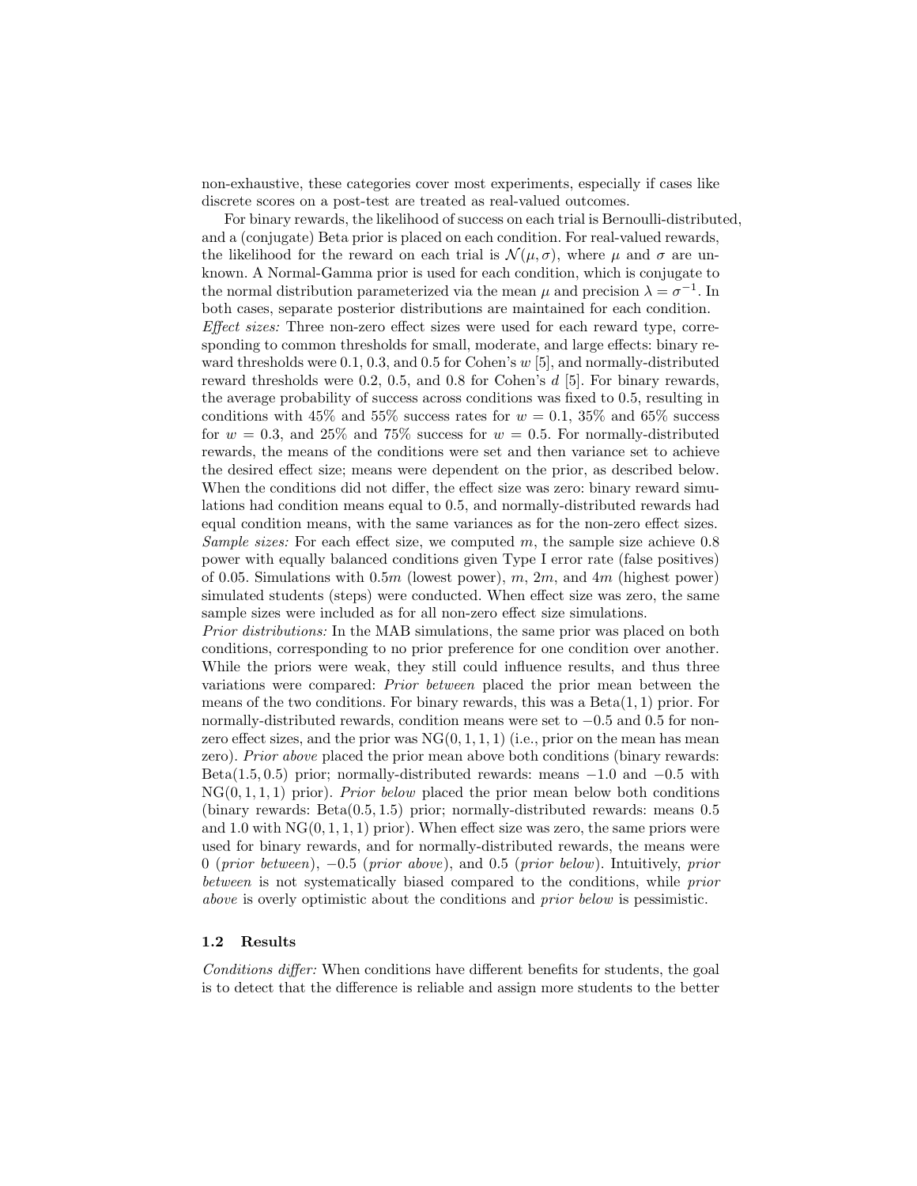non-exhaustive, these categories cover most experiments, especially if cases like discrete scores on a post-test are treated as real-valued outcomes.

For binary rewards, the likelihood of success on each trial is Bernoulli-distributed, and a (conjugate) Beta prior is placed on each condition. For real-valued rewards, the likelihood for the reward on each trial is $\mathcal{N}(\mu, \sigma)$, where $\mu$ and $\sigma$ are unknown. A Normal-Gamma prior is used for each condition, which is conjugate to the normal distribution parameterized via the mean $\mu$ and precision $\lambda = \sigma^{-1}$. In both cases, separate posterior distributions are maintained for each condition.

*Effect sizes:* Three non-zero effect sizes were used for each reward type, corresponding to common thresholds for small, moderate, and large effects: binary reward thresholds were 0.1, 0.3, and 0.5 for Cohen's $w$ [5], and normally-distributed reward thresholds were 0.2, 0.5, and 0.8 for Cohen's $d$ [5]. For binary rewards, the average probability of success across conditions was fixed to 0.5, resulting in conditions with 45% and 55% success rates for $w = 0.1$, 35% and 65% success for $w = 0.3$, and 25% and 75% success for $w = 0.5$. For normally-distributed rewards, the means of the conditions were set and then variance set to achieve the desired effect size; means were dependent on the prior, as described below. When the conditions did not differ, the effect size was zero: binary reward simulations had condition means equal to 0.5, and normally-distributed rewards had equal condition means, with the same variances as for the non-zero effect sizes.

*Sample sizes:* For each effect size, we computed $m$, the sample size achieve 0.8 power with equally balanced conditions given Type I error rate (false positives) of 0.05. Simulations with $0.5m$ (lowest power), $m$, $2m$, and $4m$ (highest power) simulated students (steps) were conducted. When effect size was zero, the same sample sizes were included as for all non-zero effect size simulations.

*Prior distributions:* In the MAB simulations, the same prior was placed on both conditions, corresponding to no prior preference for one condition over another. While the priors were weak, they still could influence results, and thus three variations were compared: *Prior between* placed the prior mean between the means of the two conditions. For binary rewards, this was a $\text{Beta}(1, 1)$ prior. For normally-distributed rewards, condition means were set to $-0.5$ and $0.5$ for non-zero effect sizes, and the prior was $\text{NG}(0, 1, 1, 1)$ (i.e., prior on the mean has mean zero). *Prior above* placed the prior mean above both conditions (binary rewards: $\text{Beta}(1.5, 0.5)$ prior; normally-distributed rewards: means $-1.0$ and $-0.5$ with $\text{NG}(0, 1, 1, 1)$ prior). *Prior below* placed the prior mean below both conditions (binary rewards: $\text{Beta}(0.5, 1.5)$ prior; normally-distributed rewards: means 0.5 and 1.0 with $\text{NG}(0, 1, 1, 1)$ prior). When effect size was zero, the same priors were used for binary rewards, and for normally-distributed rewards, the means were 0 (*prior between*), $-0.5$ (*prior above*), and 0.5 (*prior below*). Intuitively, *prior between* is not systematically biased compared to the conditions, while *prior above* is overly optimistic about the conditions and *prior below* is pessimistic.

### 1.2 Results

*Conditions differ:* When conditions have different benefits for students, the goal is to detect that the difference is reliable and assign more students to the better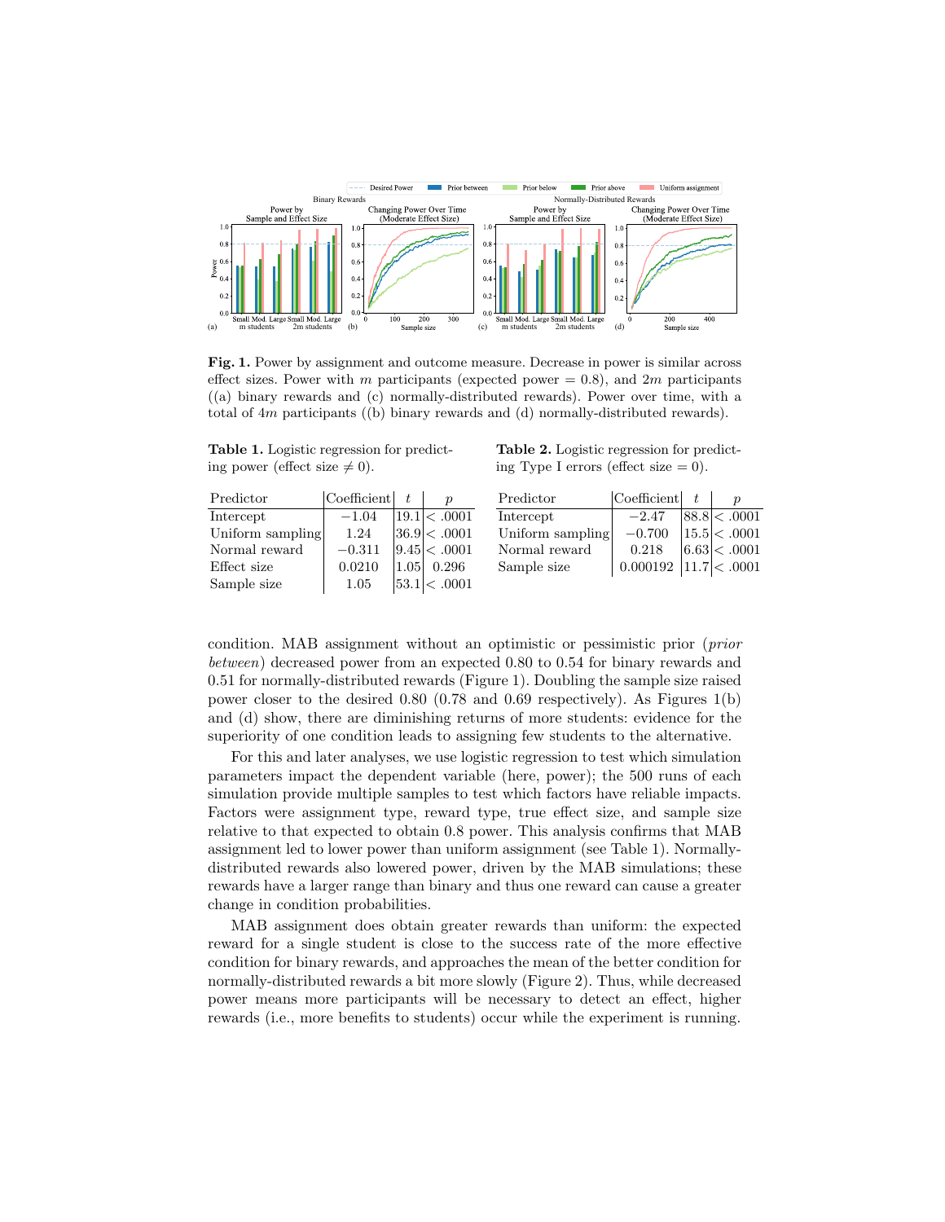Desired Power
Prior between
Prior below
Prior above
Uniform assignment

Binary Rewards

Power by Sample and Effect Size

Changing Power Over Time (Moderate Effect Size)

Normally-Distributed Rewards

Power by Sample and Effect Size

Changing Power Over Time (Moderate Effect Size)

Power

1.0 0.8 0.6 0.4 0.2 0.0

Small Mod. Large Small Mod. Large
m students 2m students

0 100 200 300
Sample size

0 200 400
Sample size

(a) (b) (c) (d)

**Fig. 1.** Power by assignment and outcome measure. Decrease in power is similar across effect sizes. Power with $m$ participants (expected power = 0.8), and $2m$ participants ((a) binary rewards and (c) normally-distributed rewards). Power over time, with a total of $4m$ participants ((b) binary rewards and (d) normally-distributed rewards).

**Table 1.** Logistic regression for predicting power (effect size ≠ 0).

| Predictor | Coefficient | $t$ | $p$ |
|---|---|---|---|
| Intercept | −1.04 | 19.1 | < .0001 |
| Uniform sampling | 1.24 | 36.9 | < .0001 |
| Normal reward | −0.311 | 9.45 | < .0001 |
| Effect size | 0.0210 | 1.05 | 0.296 |
| Sample size | 1.05 | 53.1 | < .0001 |

**Table 2.** Logistic regression for predicting Type I errors (effect size = 0).

| Predictor | Coefficient | $t$ | $p$ |
|---|---|---|---|
| Intercept | −2.47 | 88.8 | < .0001 |
| Uniform sampling | −0.700 | 15.5 | < .0001 |
| Normal reward | 0.218 | 6.63 | < .0001 |
| Sample size | 0.000192 | 11.7 | < .0001 |

condition. MAB assignment without an optimistic or pessimistic prior (*prior between*) decreased power from an expected 0.80 to 0.54 for binary rewards and 0.51 for normally-distributed rewards (Figure 1). Doubling the sample size raised power closer to the desired 0.80 (0.78 and 0.69 respectively). As Figures 1(b) and (d) show, there are diminishing returns of more students: evidence for the superiority of one condition leads to assigning few students to the alternative.

For this and later analyses, we use logistic regression to test which simulation parameters impact the dependent variable (here, power); the 500 runs of each simulation provide multiple samples to test which factors have reliable impacts. Factors were assignment type, reward type, true effect size, and sample size relative to that expected to obtain 0.8 power. This analysis confirms that MAB assignment led to lower power than uniform assignment (see Table 1). Normally-distributed rewards also lowered power, driven by the MAB simulations; these rewards have a larger range than binary and thus one reward can cause a greater change in condition probabilities.

MAB assignment does obtain greater rewards than uniform: the expected reward for a single student is close to the success rate of the more effective condition for binary rewards, and approaches the mean of the better condition for normally-distributed rewards a bit more slowly (Figure 2). Thus, while decreased power means more participants will be necessary to detect an effect, higher rewards (i.e., more benefits to students) occur while the experiment is running.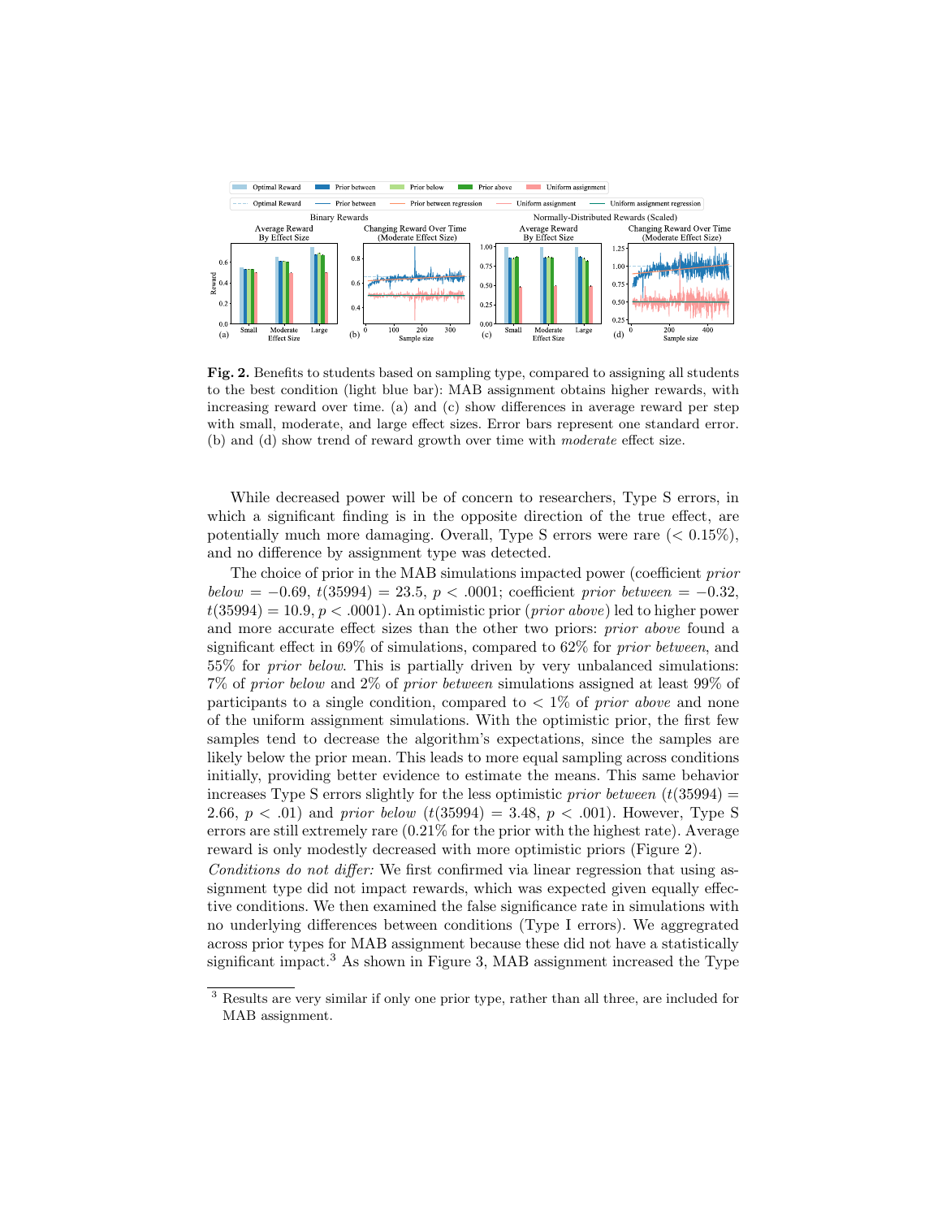Optimal Reward
Prior between
Prior below
Prior above
Uniform assignment

Optimal Reward
Prior between
Prior between regression
Uniform assignment
Uniform assignment regression

Binary Rewards

Average Reward
By Effect Size

Reward
0.0
0.2
0.4
0.6
Small
Moderate
Effect Size
Large
(a)

Changing Reward Over Time
(Moderate Effect Size)

0.4
0.6
0.8
0
100
200
300
Sample size
(b)

Normally-Distributed Rewards (Scaled)

Average Reward
By Effect Size

0.00
0.25
0.50
0.75
1.00
Small
Moderate
Effect Size
Large
(c)

Changing Reward Over Time
(Moderate Effect Size)

0.25
0.50
0.75
1.00
1.25
0
200
400
Sample size
(d)

**Fig. 2.** Benefits to students based on sampling type, compared to assigning all students to the best condition (light blue bar): MAB assignment obtains higher rewards, with increasing reward over time. (a) and (c) show differences in average reward per step with small, moderate, and large effect sizes. Error bars represent one standard error. (b) and (d) show trend of reward growth over time with *moderate* effect size.

While decreased power will be of concern to researchers, Type S errors, in which a significant finding is in the opposite direction of the true effect, are potentially much more damaging. Overall, Type S errors were rare ($< 0.15\%$), and no difference by assignment type was detected.

The choice of prior in the MAB simulations impacted power (coefficient *prior below* $= -0.69$, $t(35994) = 23.5$, $p < .0001$; coefficient *prior between* $= -0.32$, $t(35994) = 10.9$, $p < .0001$). An optimistic prior (*prior above*) led to higher power and more accurate effect sizes than the other two priors: *prior above* found a significant effect in 69% of simulations, compared to 62% for *prior between*, and 55% for *prior below*. This is partially driven by very unbalanced simulations: 7% of *prior below* and 2% of *prior between* simulations assigned at least 99% of participants to a single condition, compared to $< 1\%$ of *prior above* and none of the uniform assignment simulations. With the optimistic prior, the first few samples tend to decrease the algorithm's expectations, since the samples are likely below the prior mean. This leads to more equal sampling across conditions initially, providing better evidence to estimate the means. This same behavior increases Type S errors slightly for the less optimistic *prior between* ($t(35994) = 2.66$, $p < .01$) and *prior below* ($t(35994) = 3.48$, $p < .001$). However, Type S errors are still extremely rare (0.21% for the prior with the highest rate). Average reward is only modestly decreased with more optimistic priors (Figure 2).

*Conditions do not differ:* We first confirmed via linear regression that using assignment type did not impact rewards, which was expected given equally effective conditions. We then examined the false significance rate in simulations with no underlying differences between conditions (Type I errors). We aggregrated across prior types for MAB assignment because these did not have a statistically significant impact.[3] As shown in Figure 3, MAB assignment increased the Type

[3] Results are very similar if only one prior type, rather than all three, are included for MAB assignment.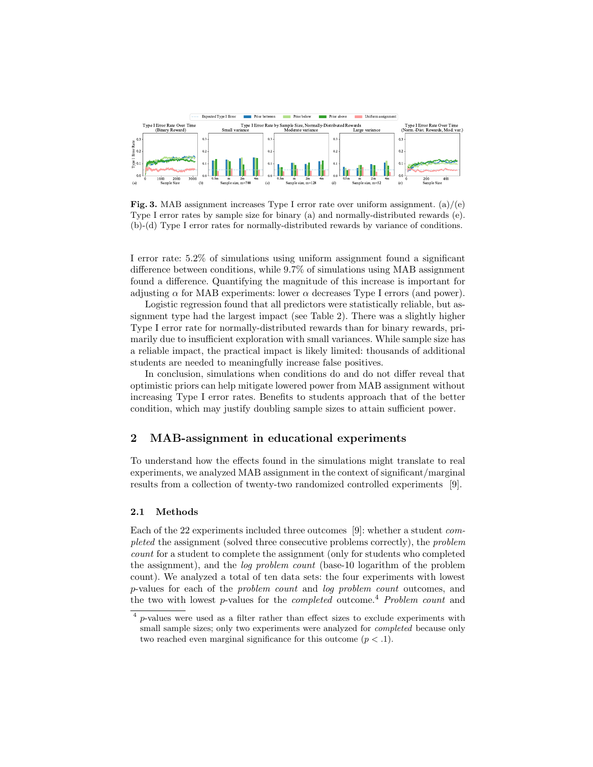**Fig. 3.** MAB assignment increases Type I error rate over uniform assignment. (a)/(e) Type I error rates by sample size for binary (a) and normally-distributed rewards (e). (b)-(d) Type I error rates for normally-distributed rewards by variance of conditions.

I error rate: 5.2% of simulations using uniform assignment found a significant difference between conditions, while 9.7% of simulations using MAB assignment found a difference. Quantifying the magnitude of this increase is important for adjusting $\alpha$ for MAB experiments: lower $\alpha$ decreases Type I errors (and power).

Logistic regression found that all predictors were statistically reliable, but assignment type had the largest impact (see Table 2). There was a slightly higher Type I error rate for normally-distributed rewards than for binary rewards, primarily due to insufficient exploration with small variances. While sample size has a reliable impact, the practical impact is likely limited: thousands of additional students are needed to meaningfully increase false positives.

In conclusion, simulations when conditions do and do not differ reveal that optimistic priors can help mitigate lowered power from MAB assignment without increasing Type I error rates. Benefits to students approach that of the better condition, which may justify doubling sample sizes to attain sufficient power.

## 2 MAB-assignment in educational experiments

To understand how the effects found in the simulations might translate to real experiments, we analyzed MAB assignment in the context of significant/marginal results from a collection of twenty-two randomized controlled experiments [9].

### 2.1 Methods

Each of the 22 experiments included three outcomes [9]: whether a student *completed* the assignment (solved three consecutive problems correctly), the *problem count* for a student to complete the assignment (only for students who completed the assignment), and the *log problem count* (base-10 logarithm of the problem count). We analyzed a total of ten data sets: the four experiments with lowest $p$-values for each of the *problem count* and *log problem count* outcomes, and the two with lowest $p$-values for the *completed* outcome.[4] *Problem count* and

[4] $p$-values were used as a filter rather than effect sizes to exclude experiments with small sample sizes; only two experiments were analyzed for *completed* because only two reached even marginal significance for this outcome ($p < .1$).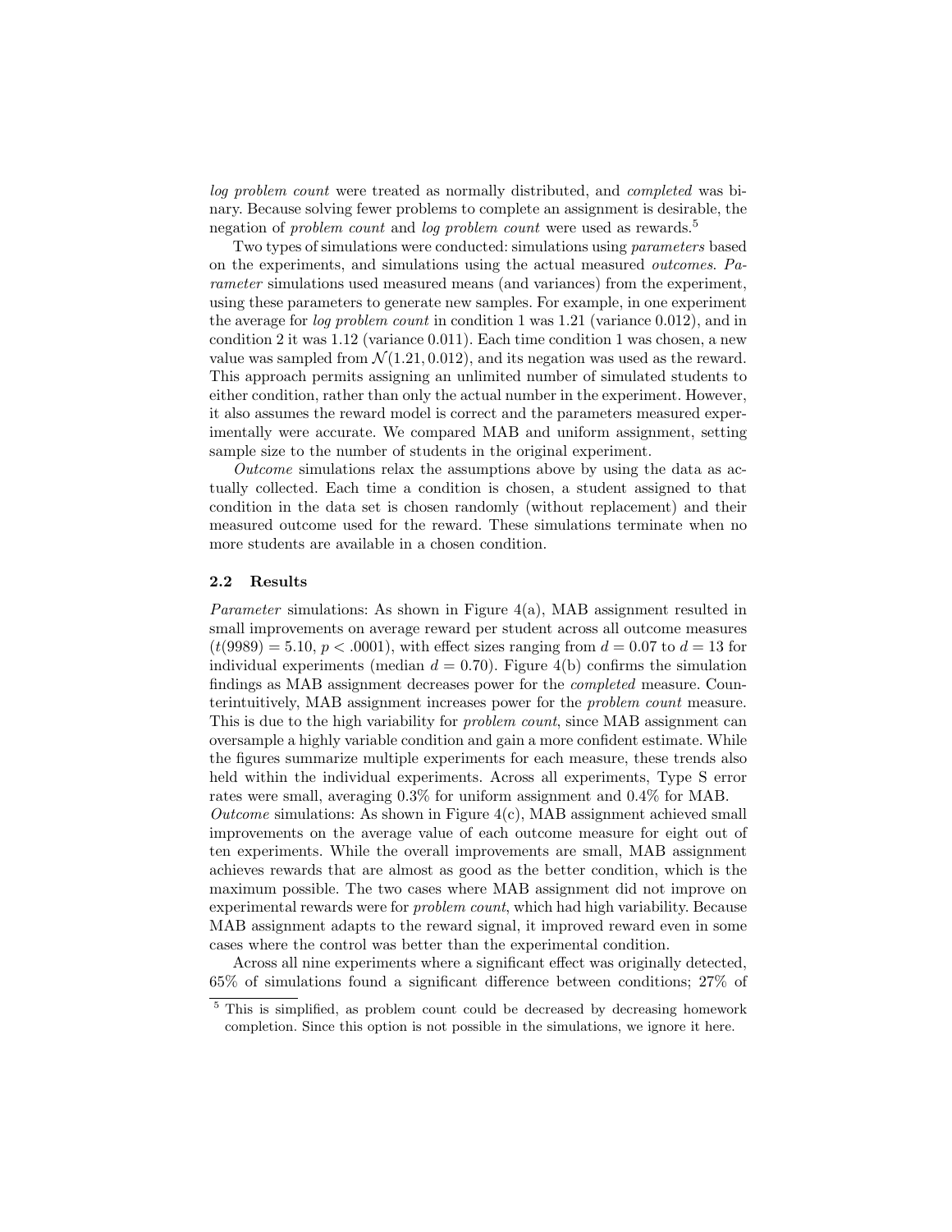*log problem count* were treated as normally distributed, and *completed* was binary. Because solving fewer problems to complete an assignment is desirable, the negation of *problem count* and *log problem count* were used as rewards.[5]

Two types of simulations were conducted: simulations using *parameters* based on the experiments, and simulations using the actual measured *outcomes*. *Parameter* simulations used measured means (and variances) from the experiment, using these parameters to generate new samples. For example, in one experiment the average for *log problem count* in condition 1 was 1.21 (variance 0.012), and in condition 2 it was 1.12 (variance 0.011). Each time condition 1 was chosen, a new value was sampled from $\mathcal{N}(1.21, 0.012)$, and its negation was used as the reward. This approach permits assigning an unlimited number of simulated students to either condition, rather than only the actual number in the experiment. However, it also assumes the reward model is correct and the parameters measured experimentally were accurate. We compared MAB and uniform assignment, setting sample size to the number of students in the original experiment.

*Outcome* simulations relax the assumptions above by using the data as actually collected. Each time a condition is chosen, a student assigned to that condition in the data set is chosen randomly (without replacement) and their measured outcome used for the reward. These simulations terminate when no more students are available in a chosen condition.

### 2.2 Results

*Parameter* simulations: As shown in Figure 4(a), MAB assignment resulted in small improvements on average reward per student across all outcome measures ($t(9989) = 5.10$, $p < .0001$), with effect sizes ranging from $d = 0.07$ to $d = 13$ for individual experiments (median $d = 0.70$). Figure 4(b) confirms the simulation findings as MAB assignment decreases power for the *completed* measure. Counterintuitively, MAB assignment increases power for the *problem count* measure. This is due to the high variability for *problem count*, since MAB assignment can oversample a highly variable condition and gain a more confident estimate. While the figures summarize multiple experiments for each measure, these trends also held within the individual experiments. Across all experiments, Type S error rates were small, averaging 0.3% for uniform assignment and 0.4% for MAB.

*Outcome* simulations: As shown in Figure 4(c), MAB assignment achieved small improvements on the average value of each outcome measure for eight out of ten experiments. While the overall improvements are small, MAB assignment achieves rewards that are almost as good as the better condition, which is the maximum possible. The two cases where MAB assignment did not improve on experimental rewards were for *problem count*, which had high variability. Because MAB assignment adapts to the reward signal, it improved reward even in some cases where the control was better than the experimental condition.

Across all nine experiments where a significant effect was originally detected, 65% of simulations found a significant difference between conditions; 27% of

[5] This is simplified, as problem count could be decreased by decreasing homework completion. Since this option is not possible in the simulations, we ignore it here.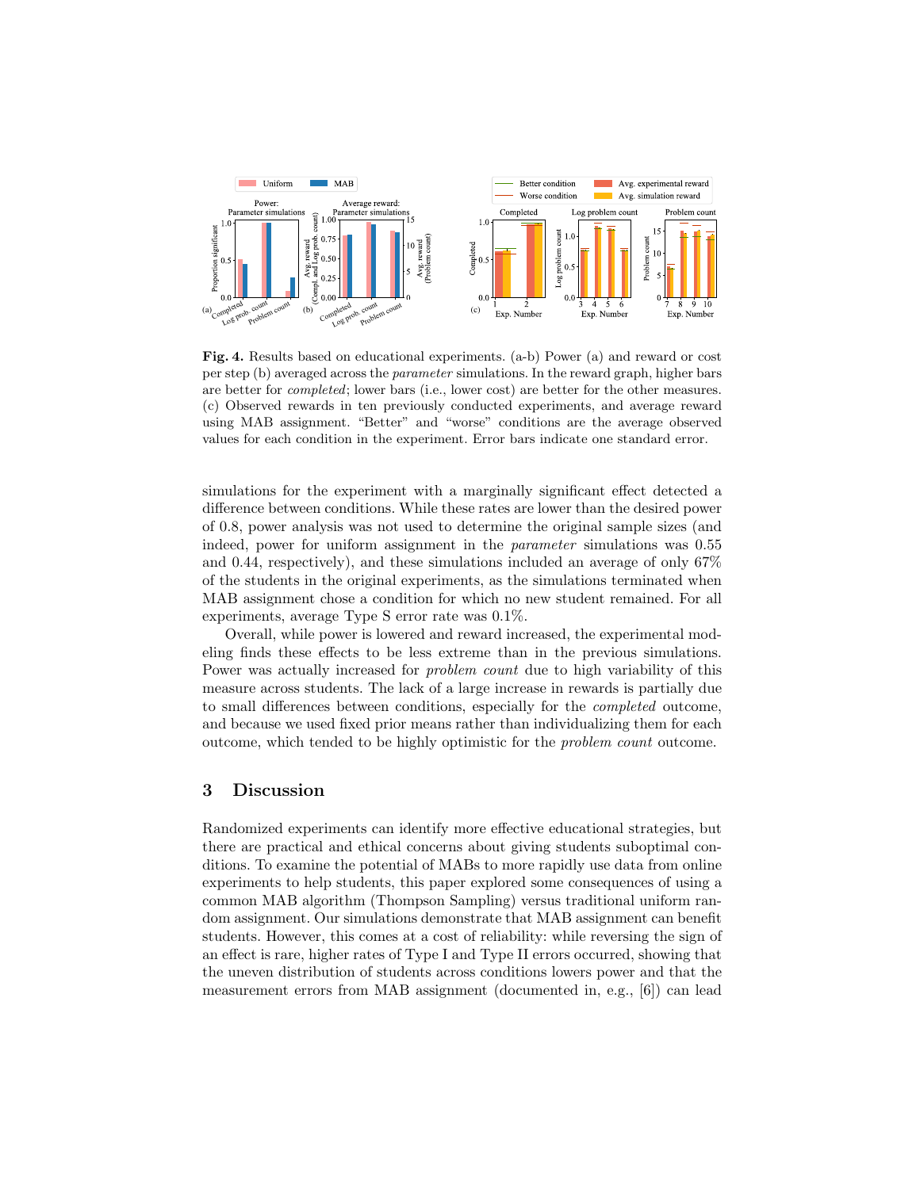Uniform MAB

Power: Parameter simulations

Proportion significant

1.0 0.5 0.0

(a) Completed Log prob. count Problem count

Average reward: Parameter simulations

Avg. reward (Compl. and Log prob. count)

1.00 0.75 0.50 0.25 0.00

Avg. reward (Problem count)

15 10 5 0

(b) Completed Log prob. count Problem count

Better condition Worse condition Avg. experimental reward Avg. simulation reward

Completed

Completed

1.0 0.5 0.0

(c) 1 2 Exp. Number

Log problem count

Log problem count

1.0 0.5 0.0

3 4 5 6 Exp. Number

Problem count

Problem count

15 10 5 0

7 8 9 10 Exp. Number

**Fig. 4.** Results based on educational experiments. (a-b) Power (a) and reward or cost per step (b) averaged across the *parameter* simulations. In the reward graph, higher bars are better for *completed*; lower bars (i.e., lower cost) are better for the other measures. (c) Observed rewards in ten previously conducted experiments, and average reward using MAB assignment. "Better" and "worse" conditions are the average observed values for each condition in the experiment. Error bars indicate one standard error.

simulations for the experiment with a marginally significant effect detected a difference between conditions. While these rates are lower than the desired power of 0.8, power analysis was not used to determine the original sample sizes (and indeed, power for uniform assignment in the *parameter* simulations was 0.55 and 0.44, respectively), and these simulations included an average of only 67% of the students in the original experiments, as the simulations terminated when MAB assignment chose a condition for which no new student remained. For all experiments, average Type S error rate was 0.1%.

Overall, while power is lowered and reward increased, the experimental modeling finds these effects to be less extreme than in the previous simulations. Power was actually increased for *problem count* due to high variability of this measure across students. The lack of a large increase in rewards is partially due to small differences between conditions, especially for the *completed* outcome, and because we used fixed prior means rather than individualizing them for each outcome, which tended to be highly optimistic for the *problem count* outcome.

## 3 Discussion

Randomized experiments can identify more effective educational strategies, but there are practical and ethical concerns about giving students suboptimal conditions. To examine the potential of MABs to more rapidly use data from online experiments to help students, this paper explored some consequences of using a common MAB algorithm (Thompson Sampling) versus traditional uniform random assignment. Our simulations demonstrate that MAB assignment can benefit students. However, this comes at a cost of reliability: while reversing the sign of an effect is rare, higher rates of Type I and Type II errors occurred, showing that the uneven distribution of students across conditions lowers power and that the measurement errors from MAB assignment (documented in, e.g., [6]) can lead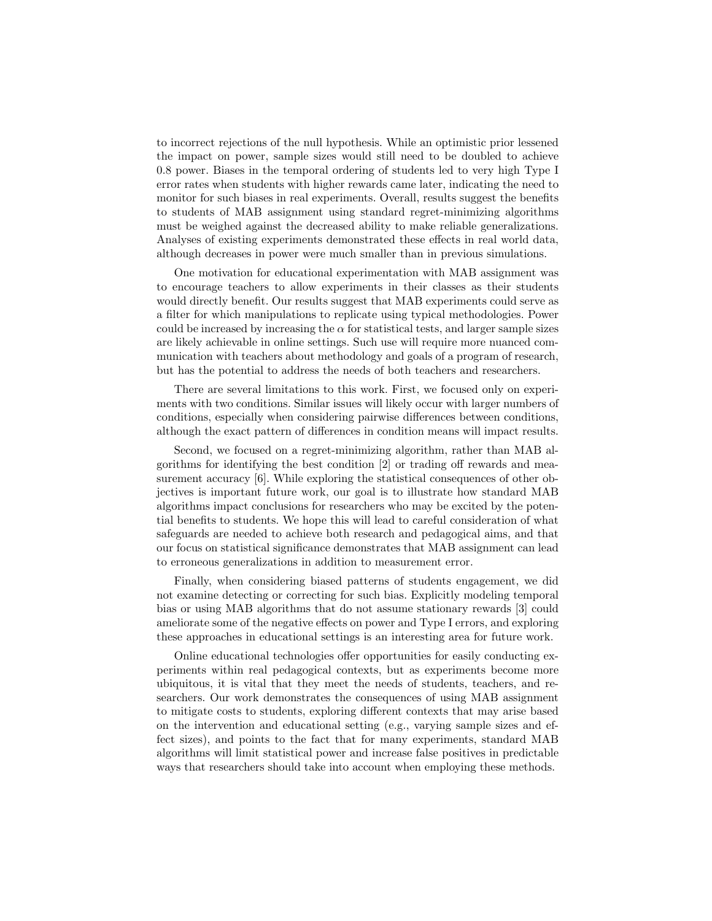to incorrect rejections of the null hypothesis. While an optimistic prior lessened the impact on power, sample sizes would still need to be doubled to achieve 0.8 power. Biases in the temporal ordering of students led to very high Type I error rates when students with higher rewards came later, indicating the need to monitor for such biases in real experiments. Overall, results suggest the benefits to students of MAB assignment using standard regret-minimizing algorithms must be weighed against the decreased ability to make reliable generalizations. Analyses of existing experiments demonstrated these effects in real world data, although decreases in power were much smaller than in previous simulations.

One motivation for educational experimentation with MAB assignment was to encourage teachers to allow experiments in their classes as their students would directly benefit. Our results suggest that MAB experiments could serve as a filter for which manipulations to replicate using typical methodologies. Power could be increased by increasing the $\alpha$ for statistical tests, and larger sample sizes are likely achievable in online settings. Such use will require more nuanced communication with teachers about methodology and goals of a program of research, but has the potential to address the needs of both teachers and researchers.

There are several limitations to this work. First, we focused only on experiments with two conditions. Similar issues will likely occur with larger numbers of conditions, especially when considering pairwise differences between conditions, although the exact pattern of differences in condition means will impact results.

Second, we focused on a regret-minimizing algorithm, rather than MAB algorithms for identifying the best condition [2] or trading off rewards and measurement accuracy [6]. While exploring the statistical consequences of other objectives is important future work, our goal is to illustrate how standard MAB algorithms impact conclusions for researchers who may be excited by the potential benefits to students. We hope this will lead to careful consideration of what safeguards are needed to achieve both research and pedagogical aims, and that our focus on statistical significance demonstrates that MAB assignment can lead to erroneous generalizations in addition to measurement error.

Finally, when considering biased patterns of students engagement, we did not examine detecting or correcting for such bias. Explicitly modeling temporal bias or using MAB algorithms that do not assume stationary rewards [3] could ameliorate some of the negative effects on power and Type I errors, and exploring these approaches in educational settings is an interesting area for future work.

Online educational technologies offer opportunities for easily conducting experiments within real pedagogical contexts, but as experiments become more ubiquitous, it is vital that they meet the needs of students, teachers, and researchers. Our work demonstrates the consequences of using MAB assignment to mitigate costs to students, exploring different contexts that may arise based on the intervention and educational setting (e.g., varying sample sizes and effect sizes), and points to the fact that for many experiments, standard MAB algorithms will limit statistical power and increase false positives in predictable ways that researchers should take into account when employing these methods.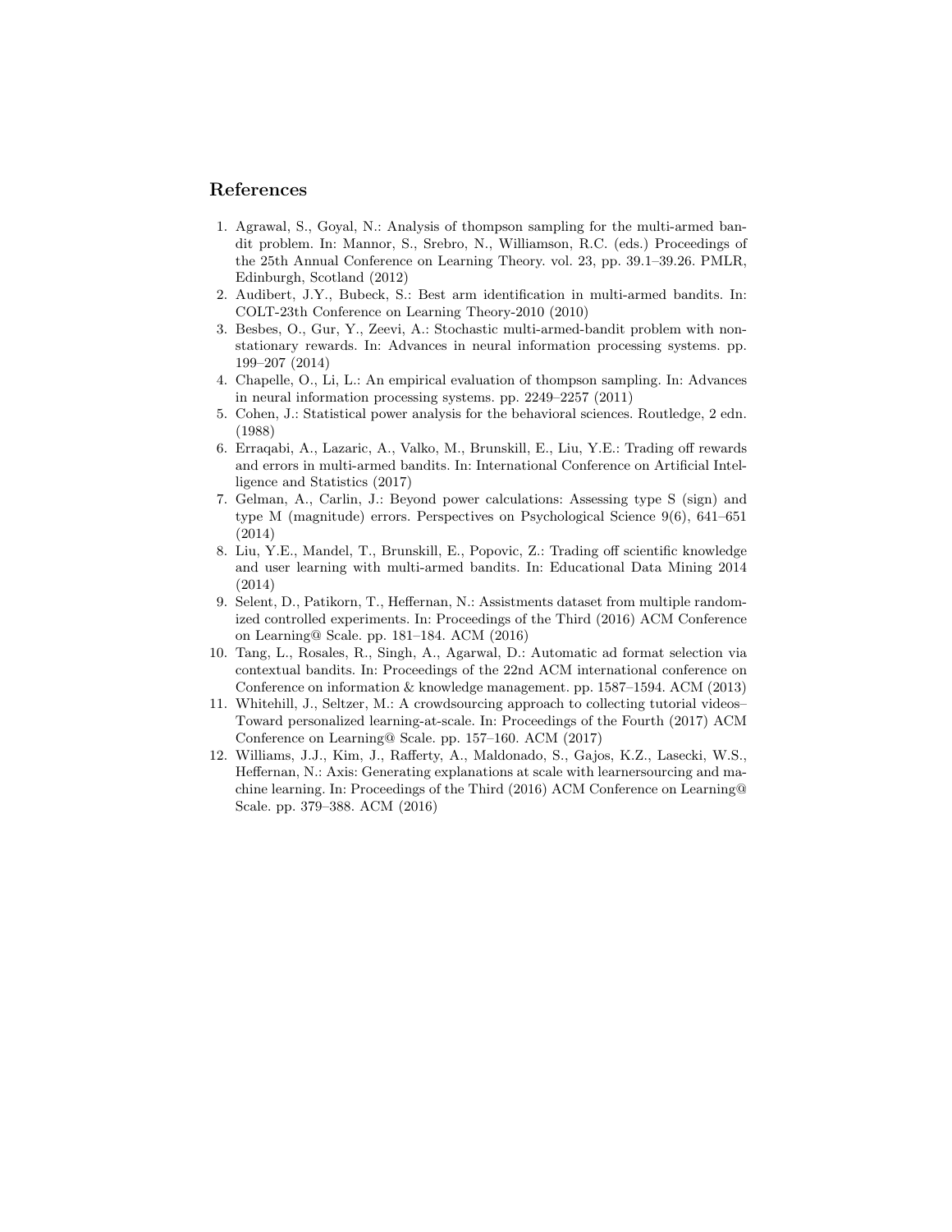## References

1. Agrawal, S., Goyal, N.: Analysis of thompson sampling for the multi-armed bandit problem. In: Mannor, S., Srebro, N., Williamson, R.C. (eds.) Proceedings of the 25th Annual Conference on Learning Theory. vol. 23, pp. 39.1–39.26. PMLR, Edinburgh, Scotland (2012)
2. Audibert, J.Y., Bubeck, S.: Best arm identification in multi-armed bandits. In: COLT-23th Conference on Learning Theory-2010 (2010)
3. Besbes, O., Gur, Y., Zeevi, A.: Stochastic multi-armed-bandit problem with non-stationary rewards. In: Advances in neural information processing systems. pp. 199–207 (2014)
4. Chapelle, O., Li, L.: An empirical evaluation of thompson sampling. In: Advances in neural information processing systems. pp. 2249–2257 (2011)
5. Cohen, J.: Statistical power analysis for the behavioral sciences. Routledge, 2 edn. (1988)
6. Erraqabi, A., Lazaric, A., Valko, M., Brunskill, E., Liu, Y.E.: Trading off rewards and errors in multi-armed bandits. In: International Conference on Artificial Intelligence and Statistics (2017)
7. Gelman, A., Carlin, J.: Beyond power calculations: Assessing type S (sign) and type M (magnitude) errors. Perspectives on Psychological Science 9(6), 641–651 (2014)
8. Liu, Y.E., Mandel, T., Brunskill, E., Popovic, Z.: Trading off scientific knowledge and user learning with multi-armed bandits. In: Educational Data Mining 2014 (2014)
9. Selent, D., Patikorn, T., Heffernan, N.: Assistments dataset from multiple randomized controlled experiments. In: Proceedings of the Third (2016) ACM Conference on Learning@ Scale. pp. 181–184. ACM (2016)
10. Tang, L., Rosales, R., Singh, A., Agarwal, D.: Automatic ad format selection via contextual bandits. In: Proceedings of the 22nd ACM international conference on Conference on information & knowledge management. pp. 1587–1594. ACM (2013)
11. Whitehill, J., Seltzer, M.: A crowdsourcing approach to collecting tutorial videos–Toward personalized learning-at-scale. In: Proceedings of the Fourth (2017) ACM Conference on Learning@ Scale. pp. 157–160. ACM (2017)
12. Williams, J.J., Kim, J., Rafferty, A., Maldonado, S., Gajos, K.Z., Lasecki, W.S., Heffernan, N.: Axis: Generating explanations at scale with learnersourcing and machine learning. In: Proceedings of the Third (2016) ACM Conference on Learning@ Scale. pp. 379–388. ACM (2016)